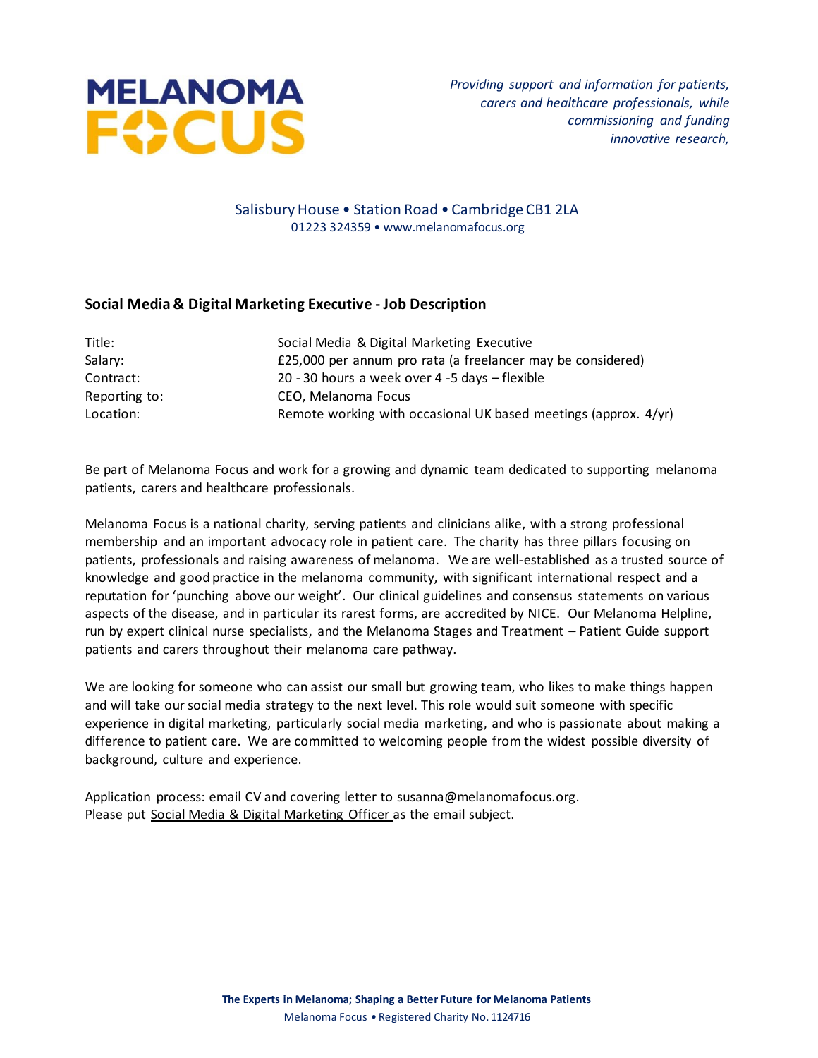# MELANOMA FOCUS

*Providing support and information for patients, carers and healthcare professionals, while commissioning and funding innovative research,*

Salisbury House • Station Road • Cambridge CB1 2LA
01223 324359 • www.melanomafocus.org

## Social Media & Digital Marketing Executive - Job Description

| | |
|---|---|
| Title: | Social Media & Digital Marketing Executive |
| Salary: | £25,000 per annum pro rata (a freelancer may be considered) |
| Contract: | 20 - 30 hours a week over 4 -5 days – flexible |
| Reporting to: | CEO, Melanoma Focus |
| Location: | Remote working with occasional UK based meetings (approx. 4/yr) |

Be part of Melanoma Focus and work for a growing and dynamic team dedicated to supporting melanoma patients, carers and healthcare professionals.

Melanoma Focus is a national charity, serving patients and clinicians alike, with a strong professional membership and an important advocacy role in patient care. The charity has three pillars focusing on patients, professionals and raising awareness of melanoma. We are well-established as a trusted source of knowledge and good practice in the melanoma community, with significant international respect and a reputation for 'punching above our weight'. Our clinical guidelines and consensus statements on various aspects of the disease, and in particular its rarest forms, are accredited by NICE. Our Melanoma Helpline, run by expert clinical nurse specialists, and the Melanoma Stages and Treatment – Patient Guide support patients and carers throughout their melanoma care pathway.

We are looking for someone who can assist our small but growing team, who likes to make things happen and will take our social media strategy to the next level. This role would suit someone with specific experience in digital marketing, particularly social media marketing, and who is passionate about making a difference to patient care. We are committed to welcoming people from the widest possible diversity of background, culture and experience.

Application process: email CV and covering letter to susanna@melanomafocus.org.
Please put Social Media & Digital Marketing Officer as the email subject.

**The Experts in Melanoma; Shaping a Better Future for Melanoma Patients**
Melanoma Focus • Registered Charity No. 1124716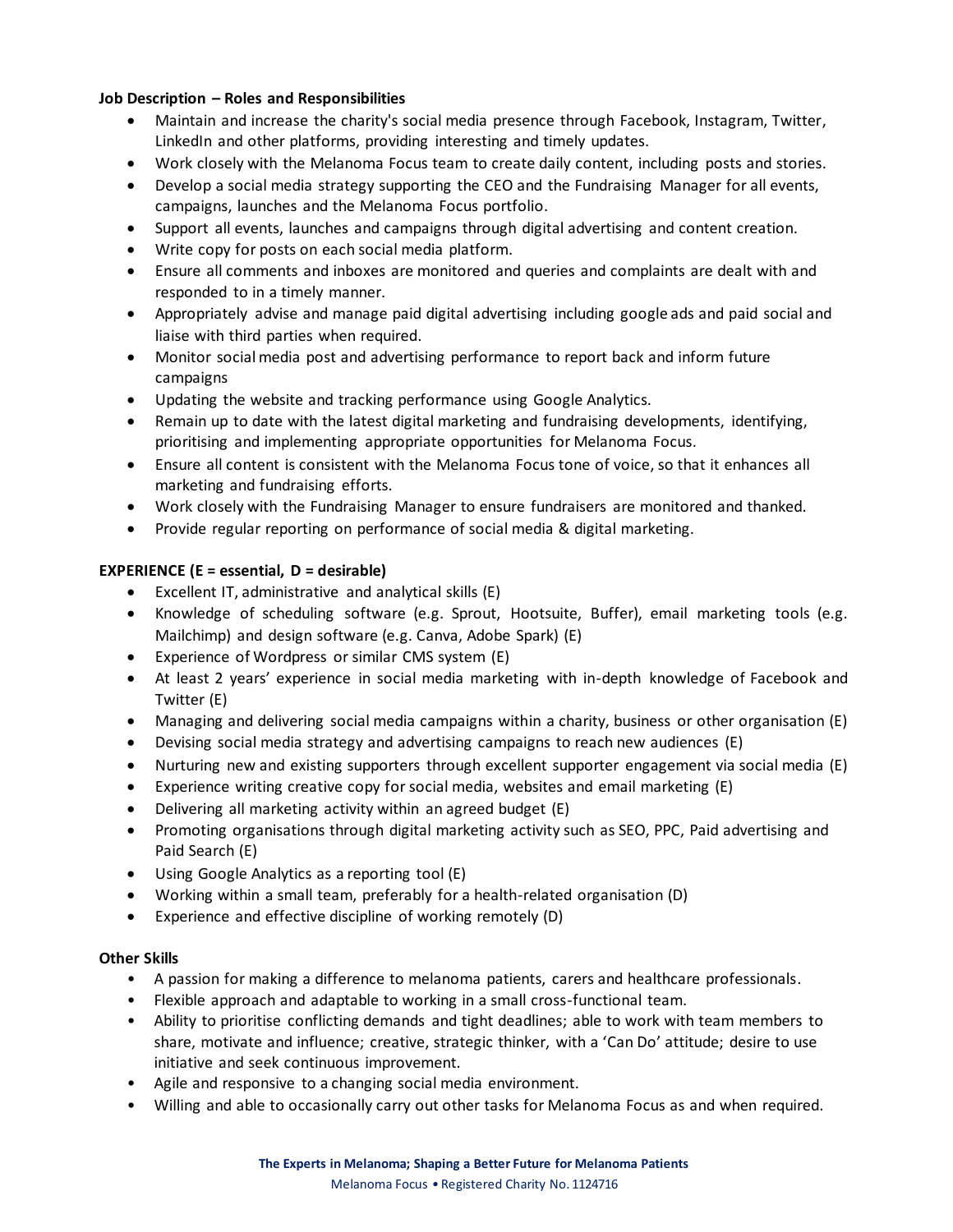**Job Description – Roles and Responsibilities**

- Maintain and increase the charity's social media presence through Facebook, Instagram, Twitter, LinkedIn and other platforms, providing interesting and timely updates.
- Work closely with the Melanoma Focus team to create daily content, including posts and stories.
- Develop a social media strategy supporting the CEO and the Fundraising Manager for all events, campaigns, launches and the Melanoma Focus portfolio.
- Support all events, launches and campaigns through digital advertising and content creation.
- Write copy for posts on each social media platform.
- Ensure all comments and inboxes are monitored and queries and complaints are dealt with and responded to in a timely manner.
- Appropriately advise and manage paid digital advertising including google ads and paid social and liaise with third parties when required.
- Monitor social media post and advertising performance to report back and inform future campaigns
- Updating the website and tracking performance using Google Analytics.
- Remain up to date with the latest digital marketing and fundraising developments, identifying, prioritising and implementing appropriate opportunities for Melanoma Focus.
- Ensure all content is consistent with the Melanoma Focus tone of voice, so that it enhances all marketing and fundraising efforts.
- Work closely with the Fundraising Manager to ensure fundraisers are monitored and thanked.
- Provide regular reporting on performance of social media & digital marketing.

**EXPERIENCE (E = essential, D = desirable)**

- Excellent IT, administrative and analytical skills (E)
- Knowledge of scheduling software (e.g. Sprout, Hootsuite, Buffer), email marketing tools (e.g. Mailchimp) and design software (e.g. Canva, Adobe Spark) (E)
- Experience of Wordpress or similar CMS system (E)
- At least 2 years' experience in social media marketing with in-depth knowledge of Facebook and Twitter (E)
- Managing and delivering social media campaigns within a charity, business or other organisation (E)
- Devising social media strategy and advertising campaigns to reach new audiences (E)
- Nurturing new and existing supporters through excellent supporter engagement via social media (E)
- Experience writing creative copy for social media, websites and email marketing (E)
- Delivering all marketing activity within an agreed budget (E)
- Promoting organisations through digital marketing activity such as SEO, PPC, Paid advertising and Paid Search (E)
- Using Google Analytics as a reporting tool (E)
- Working within a small team, preferably for a health-related organisation (D)
- Experience and effective discipline of working remotely (D)

**Other Skills**

- A passion for making a difference to melanoma patients, carers and healthcare professionals.
- Flexible approach and adaptable to working in a small cross-functional team.
- Ability to prioritise conflicting demands and tight deadlines; able to work with team members to share, motivate and influence; creative, strategic thinker, with a 'Can Do' attitude; desire to use initiative and seek continuous improvement.
- Agile and responsive to a changing social media environment.
- Willing and able to occasionally carry out other tasks for Melanoma Focus as and when required.

**The Experts in Melanoma; Shaping a Better Future for Melanoma Patients**

Melanoma Focus • Registered Charity No. 1124716